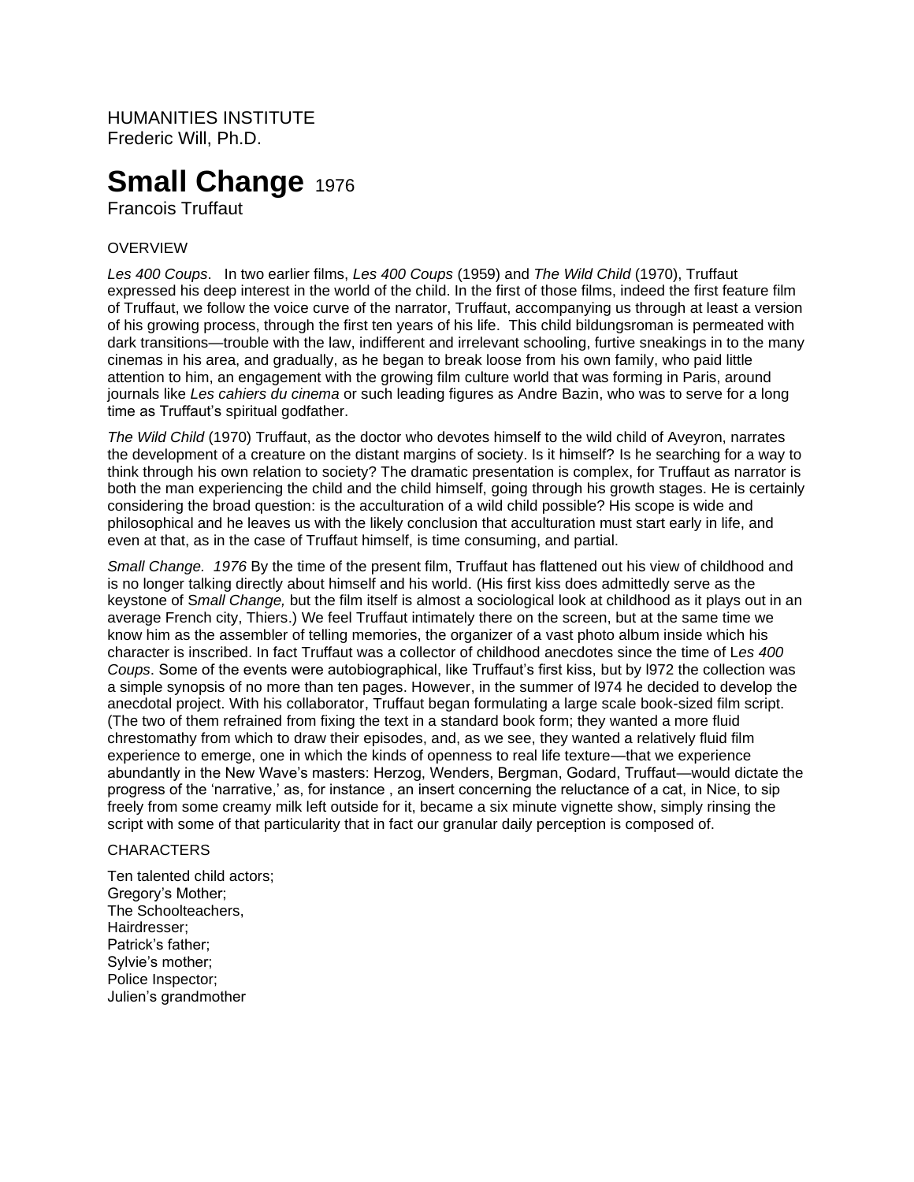HUMANITIES INSTITUTE
Frederic Will, Ph.D.

# Small Change 1976

Francois Truffaut

OVERVIEW

*Les 400 Coups*. In two earlier films, *Les 400 Coups* (1959) and *The Wild Child* (1970), Truffaut expressed his deep interest in the world of the child. In the first of those films, indeed the first feature film of Truffaut, we follow the voice curve of the narrator, Truffaut, accompanying us through at least a version of his growing process, through the first ten years of his life. This child bildungsroman is permeated with dark transitions—trouble with the law, indifferent and irrelevant schooling, furtive sneakings in to the many cinemas in his area, and gradually, as he began to break loose from his own family, who paid little attention to him, an engagement with the growing film culture world that was forming in Paris, around journals like *Les cahiers du cinema* or such leading figures as Andre Bazin, who was to serve for a long time as Truffaut's spiritual godfather.

*The Wild Child* (1970) Truffaut, as the doctor who devotes himself to the wild child of Aveyron, narrates the development of a creature on the distant margins of society. Is it himself? Is he searching for a way to think through his own relation to society? The dramatic presentation is complex, for Truffaut as narrator is both the man experiencing the child and the child himself, going through his growth stages. He is certainly considering the broad question: is the acculturation of a wild child possible? His scope is wide and philosophical and he leaves us with the likely conclusion that acculturation must start early in life, and even at that, as in the case of Truffaut himself, is time consuming, and partial.

*Small Change. 1976* By the time of the present film, Truffaut has flattened out his view of childhood and is no longer talking directly about himself and his world. (His first kiss does admittedly serve as the keystone of S*mall Change,* but the film itself is almost a sociological look at childhood as it plays out in an average French city, Thiers.) We feel Truffaut intimately there on the screen, but at the same time we know him as the assembler of telling memories, the organizer of a vast photo album inside which his character is inscribed. In fact Truffaut was a collector of childhood anecdotes since the time of L*es 400 Coups*. Some of the events were autobiographical, like Truffaut's first kiss, but by l972 the collection was a simple synopsis of no more than ten pages. However, in the summer of l974 he decided to develop the anecdotal project. With his collaborator, Truffaut began formulating a large scale book-sized film script. (The two of them refrained from fixing the text in a standard book form; they wanted a more fluid chrestomathy from which to draw their episodes, and, as we see, they wanted a relatively fluid film experience to emerge, one in which the kinds of openness to real life texture—that we experience abundantly in the New Wave's masters: Herzog, Wenders, Bergman, Godard, Truffaut—would dictate the progress of the 'narrative,' as, for instance , an insert concerning the reluctance of a cat, in Nice, to sip freely from some creamy milk left outside for it, became a six minute vignette show, simply rinsing the script with some of that particularity that in fact our granular daily perception is composed of.

CHARACTERS

Ten talented child actors;
Gregory's Mother;
The Schoolteachers,
Hairdresser;
Patrick's father;
Sylvie's mother;
Police Inspector;
Julien's grandmother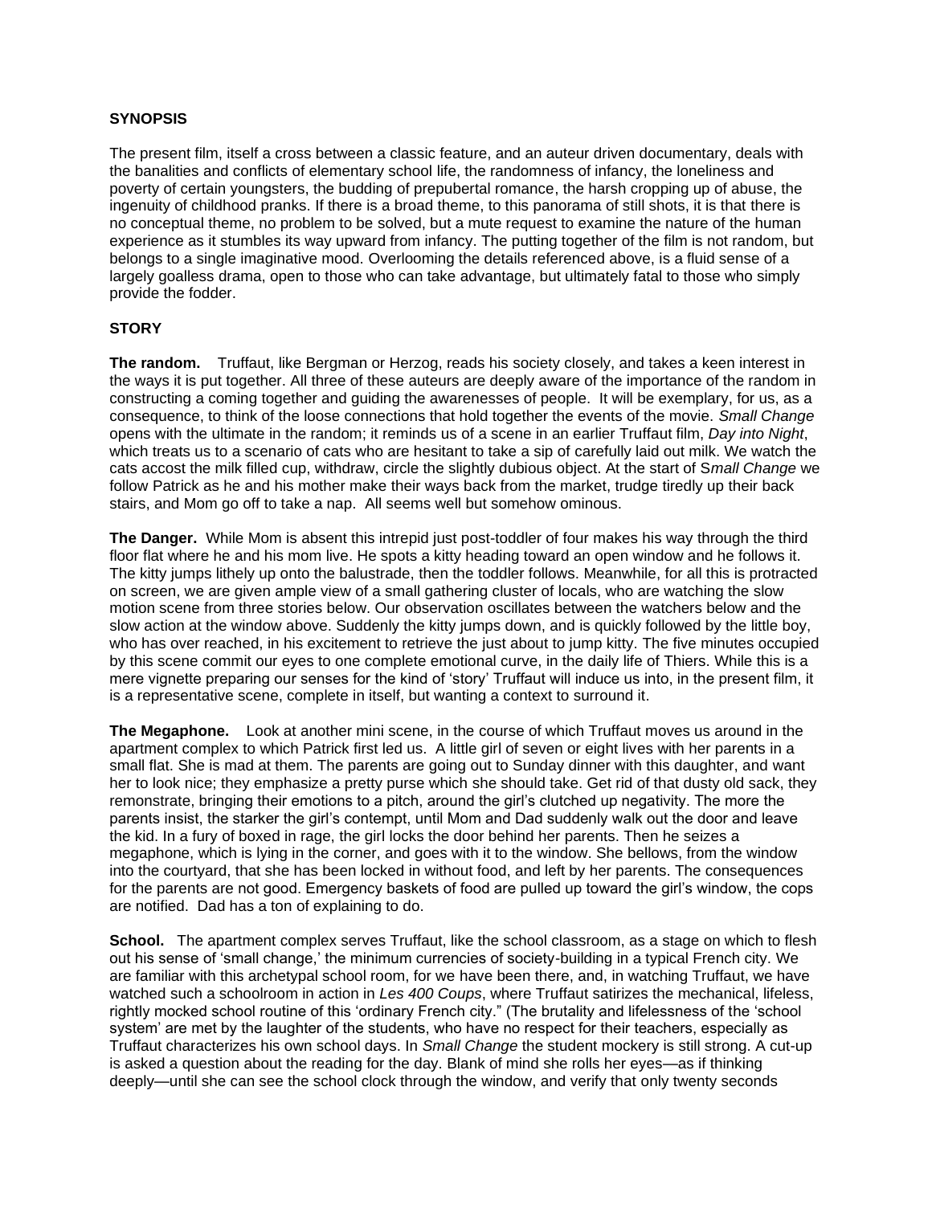**SYNOPSIS**

The present film, itself a cross between a classic feature, and an auteur driven documentary, deals with the banalities and conflicts of elementary school life, the randomness of infancy, the loneliness and poverty of certain youngsters, the budding of prepubertal romance, the harsh cropping up of abuse, the ingenuity of childhood pranks. If there is a broad theme, to this panorama of still shots, it is that there is no conceptual theme, no problem to be solved, but a mute request to examine the nature of the human experience as it stumbles its way upward from infancy. The putting together of the film is not random, but belongs to a single imaginative mood. Overlooming the details referenced above, is a fluid sense of a largely goalless drama, open to those who can take advantage, but ultimately fatal to those who simply provide the fodder.

**STORY**

**The random.** Truffaut, like Bergman or Herzog, reads his society closely, and takes a keen interest in the ways it is put together. All three of these auteurs are deeply aware of the importance of the random in constructing a coming together and guiding the awarenesses of people. It will be exemplary, for us, as a consequence, to think of the loose connections that hold together the events of the movie. *Small Change* opens with the ultimate in the random; it reminds us of a scene in an earlier Truffaut film, *Day into Night*, which treats us to a scenario of cats who are hesitant to take a sip of carefully laid out milk. We watch the cats accost the milk filled cup, withdraw, circle the slightly dubious object. At the start of S*mall Change* we follow Patrick as he and his mother make their ways back from the market, trudge tiredly up their back stairs, and Mom go off to take a nap. All seems well but somehow ominous.

**The Danger.** While Mom is absent this intrepid just post-toddler of four makes his way through the third floor flat where he and his mom live. He spots a kitty heading toward an open window and he follows it. The kitty jumps lithely up onto the balustrade, then the toddler follows. Meanwhile, for all this is protracted on screen, we are given ample view of a small gathering cluster of locals, who are watching the slow motion scene from three stories below. Our observation oscillates between the watchers below and the slow action at the window above. Suddenly the kitty jumps down, and is quickly followed by the little boy, who has over reached, in his excitement to retrieve the just about to jump kitty. The five minutes occupied by this scene commit our eyes to one complete emotional curve, in the daily life of Thiers. While this is a mere vignette preparing our senses for the kind of 'story' Truffaut will induce us into, in the present film, it is a representative scene, complete in itself, but wanting a context to surround it.

**The Megaphone.** Look at another mini scene, in the course of which Truffaut moves us around in the apartment complex to which Patrick first led us. A little girl of seven or eight lives with her parents in a small flat. She is mad at them. The parents are going out to Sunday dinner with this daughter, and want her to look nice; they emphasize a pretty purse which she should take. Get rid of that dusty old sack, they remonstrate, bringing their emotions to a pitch, around the girl's clutched up negativity. The more the parents insist, the starker the girl's contempt, until Mom and Dad suddenly walk out the door and leave the kid. In a fury of boxed in rage, the girl locks the door behind her parents. Then he seizes a megaphone, which is lying in the corner, and goes with it to the window. She bellows, from the window into the courtyard, that she has been locked in without food, and left by her parents. The consequences for the parents are not good. Emergency baskets of food are pulled up toward the girl's window, the cops are notified. Dad has a ton of explaining to do.

**School.** The apartment complex serves Truffaut, like the school classroom, as a stage on which to flesh out his sense of 'small change,' the minimum currencies of society-building in a typical French city. We are familiar with this archetypal school room, for we have been there, and, in watching Truffaut, we have watched such a schoolroom in action in *Les 400 Coups*, where Truffaut satirizes the mechanical, lifeless, rightly mocked school routine of this 'ordinary French city." (The brutality and lifelessness of the 'school system' are met by the laughter of the students, who have no respect for their teachers, especially as Truffaut characterizes his own school days. In *Small Change* the student mockery is still strong. A cut-up is asked a question about the reading for the day. Blank of mind she rolls her eyes—as if thinking deeply—until she can see the school clock through the window, and verify that only twenty seconds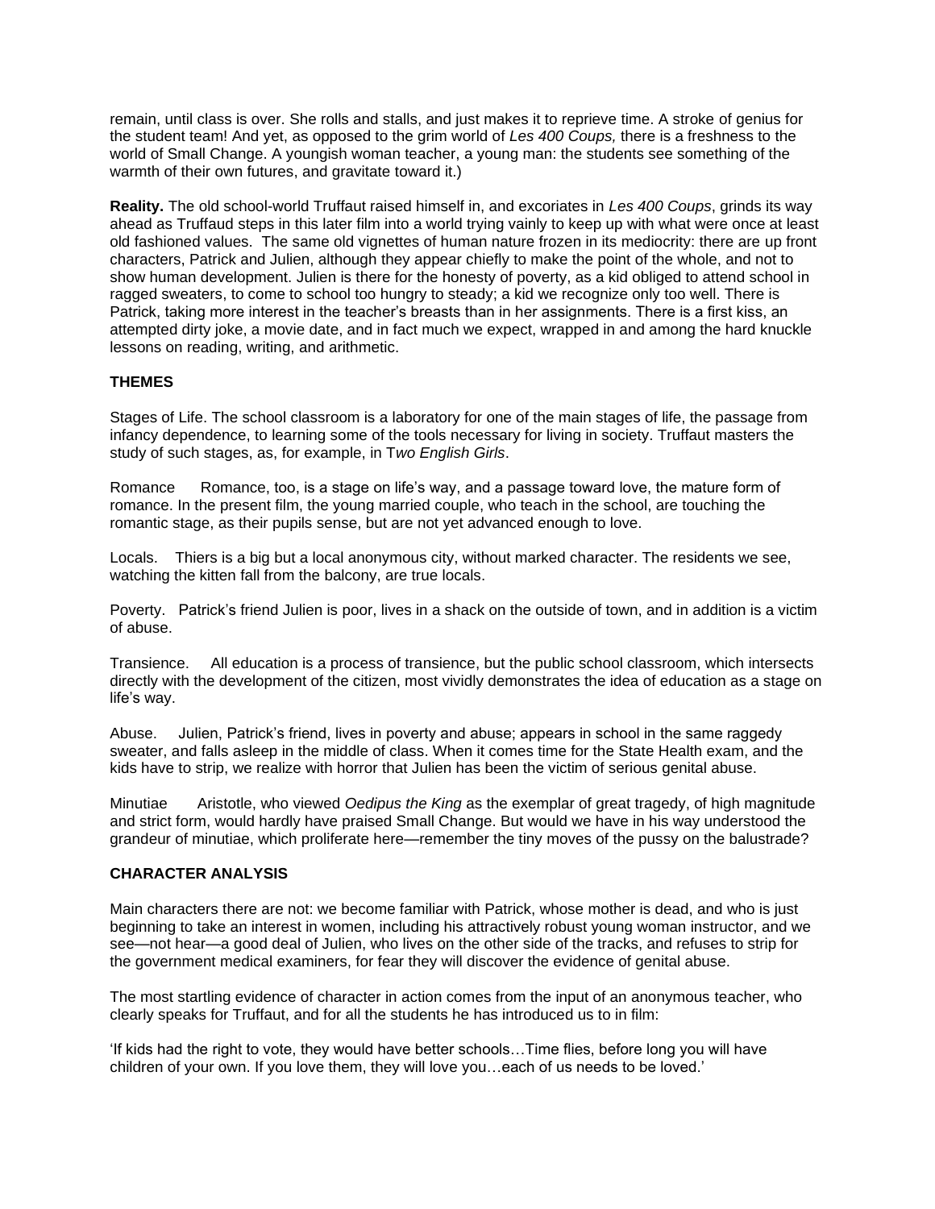remain, until class is over. She rolls and stalls, and just makes it to reprieve time. A stroke of genius for the student team! And yet, as opposed to the grim world of *Les 400 Coups,* there is a freshness to the world of Small Change. A youngish woman teacher, a young man: the students see something of the warmth of their own futures, and gravitate toward it.)

**Reality.** The old school-world Truffaut raised himself in, and excoriates in *Les 400 Coups*, grinds its way ahead as Truffaud steps in this later film into a world trying vainly to keep up with what were once at least old fashioned values. The same old vignettes of human nature frozen in its mediocrity: there are up front characters, Patrick and Julien, although they appear chiefly to make the point of the whole, and not to show human development. Julien is there for the honesty of poverty, as a kid obliged to attend school in ragged sweaters, to come to school too hungry to steady; a kid we recognize only too well. There is Patrick, taking more interest in the teacher's breasts than in her assignments. There is a first kiss, an attempted dirty joke, a movie date, and in fact much we expect, wrapped in and among the hard knuckle lessons on reading, writing, and arithmetic.

**THEMES**

Stages of Life. The school classroom is a laboratory for one of the main stages of life, the passage from infancy dependence, to learning some of the tools necessary for living in society. Truffaut masters the study of such stages, as, for example, in T*wo English Girls*.

Romance Romance, too, is a stage on life's way, and a passage toward love, the mature form of romance. In the present film, the young married couple, who teach in the school, are touching the romantic stage, as their pupils sense, but are not yet advanced enough to love.

Locals. Thiers is a big but a local anonymous city, without marked character. The residents we see, watching the kitten fall from the balcony, are true locals.

Poverty. Patrick's friend Julien is poor, lives in a shack on the outside of town, and in addition is a victim of abuse.

Transience. All education is a process of transience, but the public school classroom, which intersects directly with the development of the citizen, most vividly demonstrates the idea of education as a stage on life's way.

Abuse. Julien, Patrick's friend, lives in poverty and abuse; appears in school in the same raggedy sweater, and falls asleep in the middle of class. When it comes time for the State Health exam, and the kids have to strip, we realize with horror that Julien has been the victim of serious genital abuse.

Minutiae Aristotle, who viewed *Oedipus the King* as the exemplar of great tragedy, of high magnitude and strict form, would hardly have praised Small Change. But would we have in his way understood the grandeur of minutiae, which proliferate here—remember the tiny moves of the pussy on the balustrade?

**CHARACTER ANALYSIS**

Main characters there are not: we become familiar with Patrick, whose mother is dead, and who is just beginning to take an interest in women, including his attractively robust young woman instructor, and we see—not hear—a good deal of Julien, who lives on the other side of the tracks, and refuses to strip for the government medical examiners, for fear they will discover the evidence of genital abuse.

The most startling evidence of character in action comes from the input of an anonymous teacher, who clearly speaks for Truffaut, and for all the students he has introduced us to in film:

'If kids had the right to vote, they would have better schools…Time flies, before long you will have children of your own. If you love them, they will love you…each of us needs to be loved.'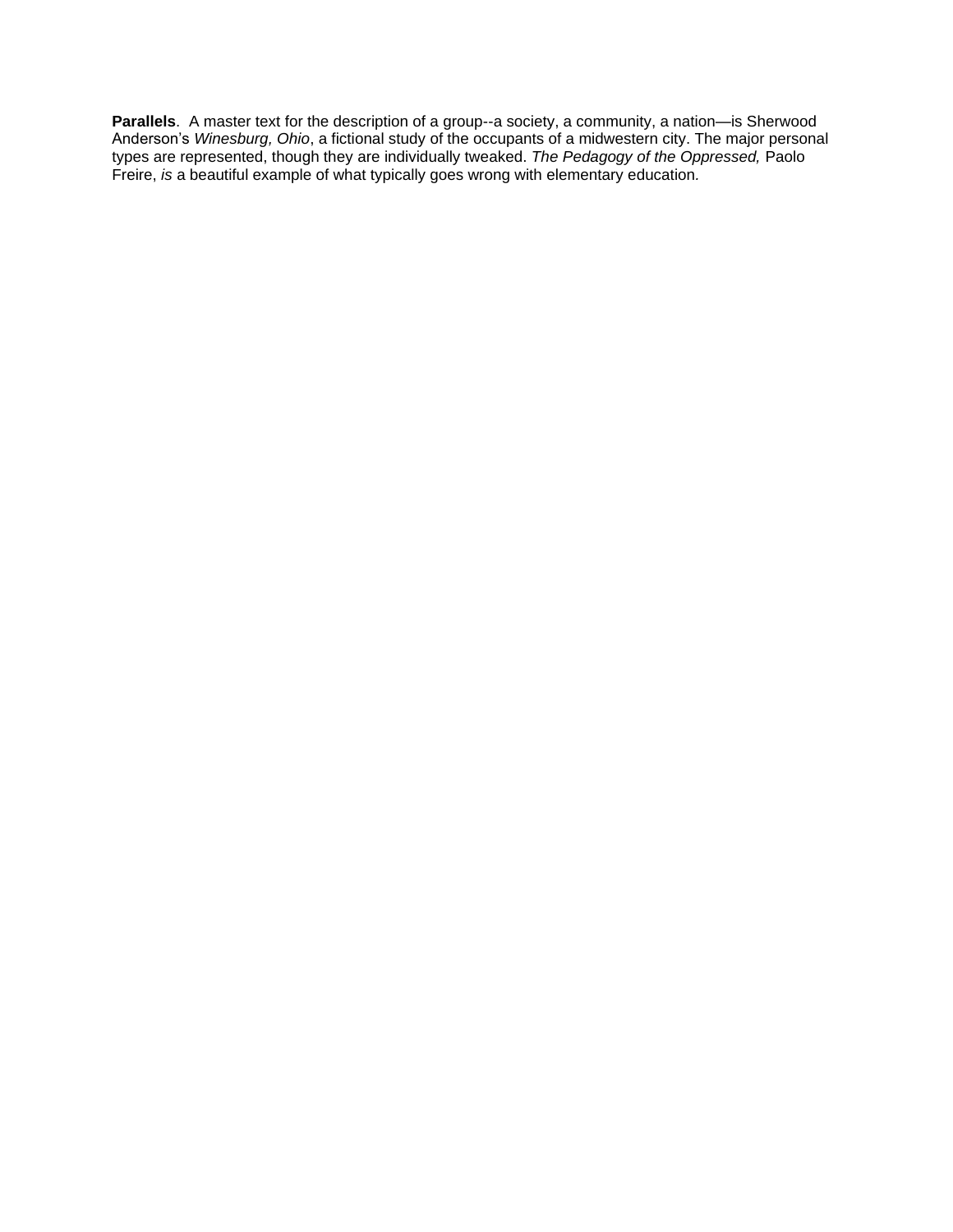**Parallels**. A master text for the description of a group--a society, a community, a nation—is Sherwood Anderson's *Winesburg, Ohio*, a fictional study of the occupants of a midwestern city. The major personal types are represented, though they are individually tweaked. *The Pedagogy of the Oppressed,* Paolo Freire, *is* a beautiful example of what typically goes wrong with elementary education.